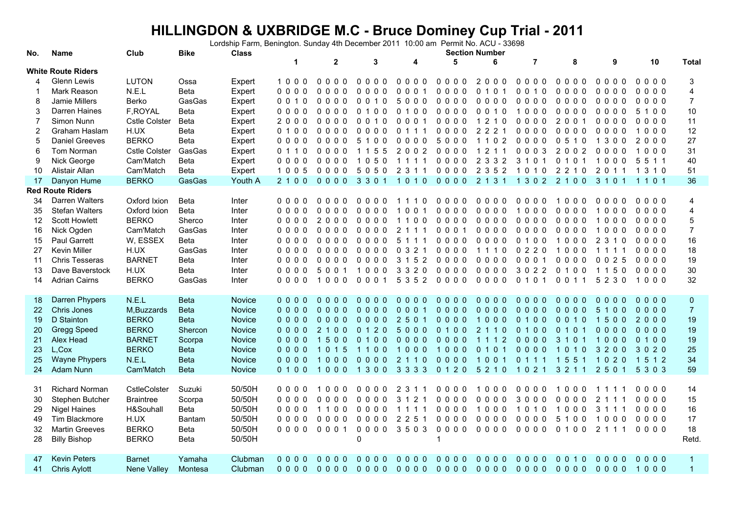# HILLINGDON & UXBRIDGE M.C - Bruce Dominey Cup Trial - 2011

Lordship Farm, Benington. Sunday 4th December 2011 10:00 am Permit No. ACU - 33698

| No. | Name | Club | Bike | Class | Section Number | | | | | | | | | | Total |
|---|---|---|---|---|---|---|---|---|---|---|---|---|---|---|---|
| | | | | | 1 | 2 | 3 | 4 | 5 | 6 | 7 | 8 | 9 | 10 | Total |
| **White Route Riders** | | | | | | | | | | | | | | | |
| 4 | Glenn Lewis | LUTON | Ossa | Expert | 1 0 0 0 | 0 0 0 0 | 0 0 0 0 | 0 0 0 0 | 0 0 0 0 | 2 0 0 0 | 0 0 0 0 | 0 0 0 0 | 0 0 0 0 | 0 0 0 0 | 3 |
| 1 | Mark Reason | N.E.L | Beta | Expert | 0 0 0 0 | 0 0 0 0 | 0 0 0 0 | 0 0 0 1 | 0 0 0 0 | 0 1 0 1 | 0 0 1 0 | 0 0 0 0 | 0 0 0 0 | 0 0 0 0 | 4 |
| 8 | Jamie Millers | Berko | GasGas | Expert | 0 0 1 0 | 0 0 0 0 | 0 0 1 0 | 5 0 0 0 | 0 0 0 0 | 0 0 0 0 | 0 0 0 0 | 0 0 0 0 | 0 0 0 0 | 0 0 0 0 | 7 |
| 3 | Darren Haines | F,ROYAL | Beta | Expert | 0 0 0 0 | 0 0 0 0 | 0 1 0 0 | 0 1 0 0 | 0 0 0 0 | 0 0 1 0 | 1 0 0 0 | 0 0 0 0 | 0 0 0 0 | 5 1 0 0 | 10 |
| 7 | Simon Nunn | Cstle Colster | Beta | Expert | 2 0 0 0 | 0 0 0 0 | 0 0 1 0 | 0 0 0 1 | 0 0 0 0 | 1 2 1 0 | 0 0 0 0 | 2 0 0 1 | 0 0 0 0 | 0 0 0 0 | 11 |
| 2 | Graham Haslam | H.UX | Beta | Expert | 0 1 0 0 | 0 0 0 0 | 0 0 0 0 | 0 1 1 1 | 0 0 0 0 | 2 2 2 1 | 0 0 0 0 | 0 0 0 0 | 0 0 0 0 | 1 0 0 0 | 12 |
| 5 | Daniel Greeves | BERKO | Beta | Expert | 0 0 0 0 | 0 0 0 0 | 5 1 0 0 | 0 0 0 0 | 5 0 0 0 | 1 1 0 2 | 0 0 0 0 | 0 5 1 0 | 1 3 0 0 | 2 0 0 0 | 27 |
| 6 | Tom Norman | Cstle Colster | GasGas | Expert | 0 1 1 0 | 0 0 0 0 | 1 1 5 5 | 2 0 0 2 | 0 0 0 0 | 1 2 1 1 | 0 0 0 3 | 2 0 0 2 | 0 0 0 0 | 1 0 0 0 | 31 |
| 9 | Nick George | Cam'Match | Beta | Expert | 0 0 0 0 | 0 0 0 0 | 1 0 5 0 | 1 1 1 1 | 0 0 0 0 | 2 3 3 2 | 3 1 0 1 | 0 1 0 1 | 1 0 0 0 | 5 5 1 1 | 40 |
| 10 | Alistair Allan | Cam'Match | Beta | Expert | 1 0 0 5 | 0 0 0 0 | 5 0 5 0 | 2 3 1 1 | 0 0 0 0 | 2 3 5 2 | 1 0 1 0 | 2 2 1 0 | 2 0 1 1 | 1 3 1 0 | 51 |
| 17 | Danyon Hume | BERKO | GasGas | Youth A | 2 1 0 0 | 0 0 0 0 | 3 3 0 1 | 1 0 1 0 | 0 0 0 0 | 2 1 3 1 | 1 3 0 2 | 2 1 0 0 | 3 1 0 1 | 1 1 0 1 | 36 |
| **Red Route Riders** | | | | | | | | | | | | | | | |
| 34 | Darren Walters | Oxford Ixion | Beta | Inter | 0 0 0 0 | 0 0 0 0 | 0 0 0 0 | 1 1 1 0 | 0 0 0 0 | 0 0 0 0 | 0 0 0 0 | 1 0 0 0 | 0 0 0 0 | 0 0 0 0 | 4 |
| 35 | Stefan Walters | Oxford Ixion | Beta | Inter | 0 0 0 0 | 0 0 0 0 | 0 0 0 0 | 1 0 0 1 | 0 0 0 0 | 0 0 0 0 | 1 0 0 0 | 0 0 0 0 | 1 0 0 0 | 0 0 0 0 | 4 |
| 12 | Scott Howlett | BERKO | Sherco | Inter | 0 0 0 0 | 2 0 0 0 | 0 0 0 0 | 1 1 0 0 | 0 0 0 0 | 0 0 0 0 | 0 0 0 0 | 0 0 0 0 | 1 0 0 0 | 0 0 0 0 | 5 |
| 16 | Nick Ogden | Cam'Match | GasGas | Inter | 0 0 0 0 | 0 0 0 0 | 0 0 0 0 | 2 1 1 1 | 0 0 0 1 | 0 0 0 0 | 0 0 0 0 | 0 0 0 0 | 1 0 0 0 | 0 0 0 0 | 7 |
| 15 | Paul Garrett | W, ESSEX | Beta | Inter | 0 0 0 0 | 0 0 0 0 | 0 0 0 0 | 5 1 1 1 | 0 0 0 0 | 0 0 0 0 | 0 1 0 0 | 1 0 0 0 | 2 3 1 0 | 0 0 0 0 | 16 |
| 27 | Kevin Miller | H.UX | GasGas | Inter | 0 0 0 0 | 0 0 0 0 | 0 0 0 0 | 0 3 2 1 | 0 0 0 0 | 1 1 1 0 | 0 2 2 0 | 1 0 0 0 | 1 1 1 1 | 0 0 0 0 | 18 |
| 11 | Chris Tesseras | BARNET | Beta | Inter | 0 0 0 0 | 0 0 0 0 | 0 0 0 0 | 3 1 5 2 | 0 0 0 0 | 0 0 0 0 | 0 0 0 1 | 0 0 0 0 | 0 0 2 5 | 0 0 0 0 | 19 |
| 13 | Dave Baverstock | H.UX | Beta | Inter | 0 0 0 0 | 5 0 0 1 | 1 0 0 0 | 3 3 2 0 | 0 0 0 0 | 0 0 0 0 | 3 0 2 2 | 0 1 0 0 | 1 1 5 0 | 0 0 0 0 | 30 |
| 14 | Adrian Cairns | BERKO | GasGas | Inter | 0 0 0 0 | 1 0 0 0 | 0 0 0 1 | 5 3 5 2 | 0 0 0 0 | 0 0 0 0 | 0 1 0 1 | 0 0 1 1 | 5 2 3 0 | 1 0 0 0 | 32 |
| | | | | | | | | | | | | | | | |
| 18 | Darren Phypers | N.E.L | Beta | Novice | 0 0 0 0 | 0 0 0 0 | 0 0 0 0 | 0 0 0 0 | 0 0 0 0 | 0 0 0 0 | 0 0 0 0 | 0 0 0 0 | 0 0 0 0 | 0 0 0 0 | 0 |
| 22 | Chris Jones | M,Buzzards | Beta | Novice | 0 0 0 0 | 0 0 0 0 | 0 0 0 0 | 0 0 0 1 | 0 0 0 0 | 0 0 0 0 | 0 0 0 0 | 0 0 0 0 | 5 1 0 0 | 0 0 0 0 | 7 |
| 19 | D Stainton | BERKO | Beta | Novice | 0 0 0 0 | 0 0 0 0 | 0 0 0 0 | 2 5 0 1 | 0 0 0 0 | 1 0 0 0 | 0 1 0 0 | 0 0 1 0 | 1 5 0 0 | 2 0 0 0 | 19 |
| 20 | Gregg Speed | BERKO | Shercon | Novice | 0 0 0 0 | 2 1 0 0 | 0 1 2 0 | 5 0 0 0 | 0 1 0 0 | 2 1 1 0 | 0 1 0 0 | 0 1 0 1 | 0 0 0 0 | 0 0 0 0 | 19 |
| 21 | Alex Head | BARNET | Scorpa | Novice | 0 0 0 0 | 1 5 0 0 | 0 1 0 0 | 0 0 0 0 | 0 0 0 0 | 1 1 1 2 | 0 0 0 0 | 3 1 0 1 | 1 0 0 0 | 0 1 0 0 | 19 |
| 23 | L,Cox | BERKO | Beta | Novice | 0 0 0 0 | 1 0 1 5 | 1 1 0 0 | 1 0 0 0 | 1 0 0 0 | 0 1 0 1 | 0 0 0 0 | 1 0 1 0 | 3 2 0 0 | 3 0 2 0 | 25 |
| 25 | Wayne Phypers | N.E.L | Beta | Novice | 0 0 0 0 | 1 0 0 0 | 0 0 0 0 | 2 1 1 0 | 0 0 0 0 | 1 0 0 1 | 0 1 1 1 | 1 5 5 1 | 1 0 2 0 | 1 5 1 2 | 34 |
| 24 | Adam Nunn | Cam'Match | Beta | Novice | 0 1 0 0 | 1 0 0 0 | 1 3 0 0 | 3 3 3 3 | 0 1 2 0 | 5 2 1 0 | 1 0 2 1 | 3 2 1 1 | 2 5 0 1 | 5 3 0 3 | 59 |
| | | | | | | | | | | | | | | | |
| 31 | Richard Norman | CstleColster | Suzuki | 50/50H | 0 0 0 0 | 1 0 0 0 | 0 0 0 0 | 2 3 1 1 | 0 0 0 0 | 1 0 0 0 | 0 0 0 0 | 1 0 0 0 | 1 1 1 1 | 0 0 0 0 | 14 |
| 30 | Stephen Butcher | Braintree | Scorpa | 50/50H | 0 0 0 0 | 0 0 0 0 | 0 0 0 0 | 3 1 2 1 | 0 0 0 0 | 0 0 0 0 | 3 0 0 0 | 0 0 0 0 | 2 1 1 1 | 0 0 0 0 | 15 |
| 29 | Nigel Haines | H&Souhall | Beta | 50/50H | 0 0 0 0 | 1 1 0 0 | 0 0 0 0 | 1 1 1 1 | 0 0 0 0 | 1 0 0 0 | 1 0 1 0 | 1 0 0 0 | 3 1 1 1 | 0 0 0 0 | 16 |
| 49 | Tim Blackmore | H.UX | Bantam | 50/50H | 0 0 0 0 | 0 0 0 0 | 0 0 0 0 | 2 2 5 1 | 0 0 0 0 | 0 0 0 0 | 0 0 0 0 | 5 1 0 0 | 1 0 0 0 | 0 0 0 0 | 17 |
| 32 | Martin Greeves | BERKO | Beta | 50/50H | 0 0 0 0 | 0 0 0 1 | 0 0 0 0 | 3 5 0 3 | 0 0 0 0 | 0 0 0 0 | 0 0 0 0 | 0 1 0 0 | 2 1 1 1 | 0 0 0 0 | 18 |
| 28 | Billy Bishop | BERKO | Beta | 50/50H | | | 0 | | 1 | | | | | | Retd. |
| | | | | | | | | | | | | | | | |
| 47 | Kevin Peters | Barnet | Yamaha | Clubman | 0 0 0 0 | 0 0 0 0 | 0 0 0 0 | 0 0 0 0 | 0 0 0 0 | 0 0 0 0 | 0 0 0 0 | 0 0 1 0 | 0 0 0 0 | 0 0 0 0 | 1 |
| 41 | Chris Aylott | Nene Valley | Montesa | Clubman | 0 0 0 0 | 0 0 0 0 | 0 0 0 0 | 0 0 0 0 | 0 0 0 0 | 0 0 0 0 | 0 0 0 0 | 0 0 0 0 | 0 0 0 0 | 1 0 0 0 | 1 |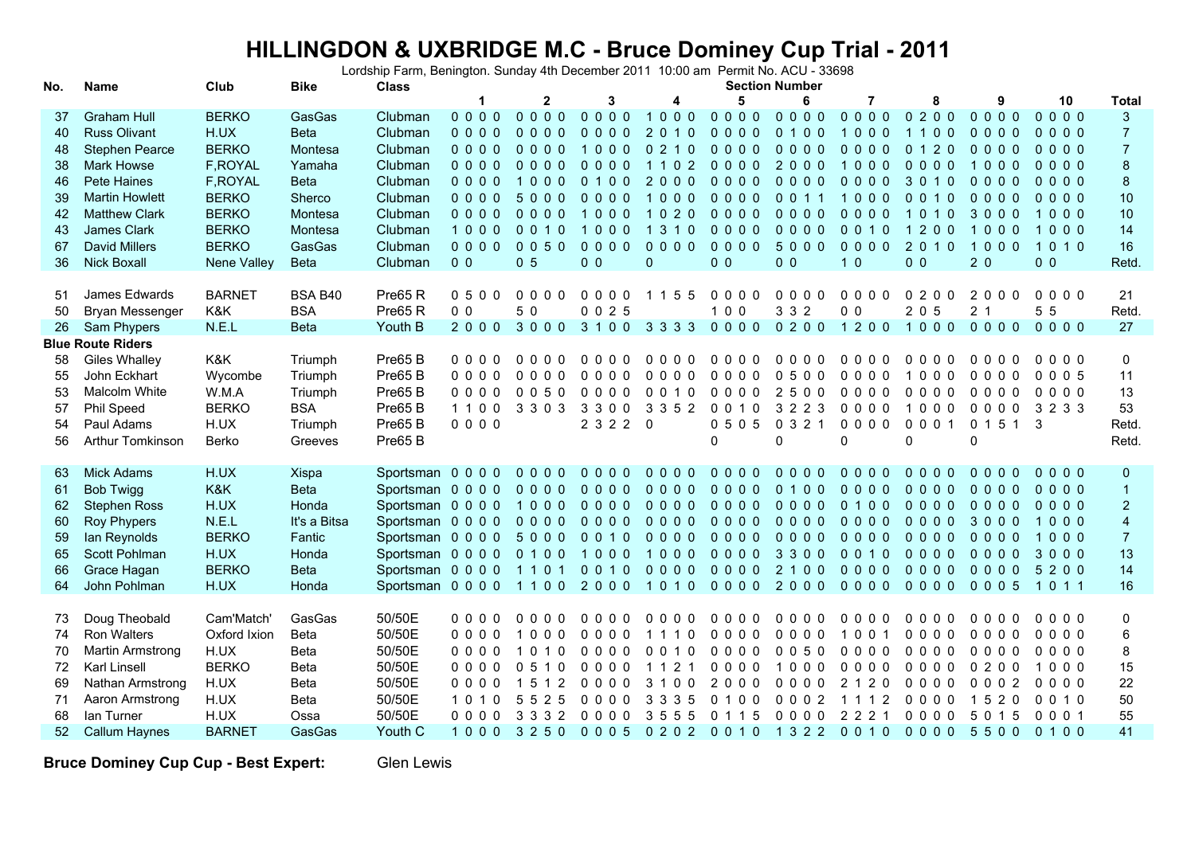# HILLINGDON & UXBRIDGE M.C - Bruce Dominey Cup Trial - 2011

Lordship Farm, Benington. Sunday 4th December 2011 10:00 am Permit No. ACU - 33698

| No. | Name | Club | Bike | Class | 1 | 2 | 3 | 4 | 5 | 6 | 7 | 8 | 9 | 10 | Total |
|---|---|---|---|---|---|---|---|---|---|---|---|---|---|---|---|
| | | | | | Section Number | | | | | | | | | | |
| 37 | Graham Hull | BERKO | GasGas | Clubman | 0 0 0 0 | 0 0 0 0 | 0 0 0 0 | 1 0 0 0 | 0 0 0 0 | 0 0 0 0 | 0 0 0 0 | 0 2 0 0 | 0 0 0 0 | 0 0 0 0 | 3 |
| 40 | Russ Olivant | H.UX | Beta | Clubman | 0 0 0 0 | 0 0 0 0 | 0 0 0 0 | 2 0 1 0 | 0 0 0 0 | 0 1 0 0 | 1 0 0 0 | 1 1 0 0 | 0 0 0 0 | 0 0 0 0 | 7 |
| 48 | Stephen Pearce | BERKO | Montesa | Clubman | 0 0 0 0 | 0 0 0 0 | 1 0 0 0 | 0 2 1 0 | 0 0 0 0 | 0 0 0 0 | 0 0 0 0 | 0 1 2 0 | 0 0 0 0 | 0 0 0 0 | 7 |
| 38 | Mark Howse | F,ROYAL | Yamaha | Clubman | 0 0 0 0 | 0 0 0 0 | 0 0 0 0 | 1 1 0 2 | 0 0 0 0 | 2 0 0 0 | 1 0 0 0 | 0 0 0 0 | 1 0 0 0 | 0 0 0 0 | 8 |
| 46 | Pete Haines | F,ROYAL | Beta | Clubman | 0 0 0 0 | 1 0 0 0 | 0 1 0 0 | 2 0 0 0 | 0 0 0 0 | 0 0 0 0 | 0 0 0 0 | 3 0 1 0 | 0 0 0 0 | 0 0 0 0 | 8 |
| 39 | Martin Howlett | BERKO | Sherco | Clubman | 0 0 0 0 | 5 0 0 0 | 0 0 0 0 | 1 0 0 0 | 0 0 0 0 | 0 0 1 1 | 1 0 0 0 | 0 0 1 0 | 0 0 0 0 | 0 0 0 0 | 10 |
| 42 | Matthew Clark | BERKO | Montesa | Clubman | 0 0 0 0 | 0 0 0 0 | 1 0 0 0 | 1 0 2 0 | 0 0 0 0 | 0 0 0 0 | 0 0 0 0 | 1 0 1 0 | 3 0 0 0 | 1 0 0 0 | 10 |
| 43 | James Clark | BERKO | Montesa | Clubman | 1 0 0 0 | 0 0 1 0 | 1 0 0 0 | 1 3 1 0 | 0 0 0 0 | 0 0 0 0 | 0 0 1 0 | 1 2 0 0 | 1 0 0 0 | 1 0 0 0 | 14 |
| 67 | David Millers | BERKO | GasGas | Clubman | 0 0 0 0 | 0 0 5 0 | 0 0 0 0 | 0 0 0 0 | 0 0 0 0 | 5 0 0 0 | 0 0 0 0 | 2 0 1 0 | 1 0 0 0 | 1 0 1 0 | 16 |
| 36 | Nick Boxall | Nene Valley | Beta | Clubman | 0 0 | 0 5 | 0 0 | 0 | 0 0 | 0 0 | 1 0 | 0 0 | 2 0 | 0 0 | Retd. |
| | | | | | | | | | | | | | | | |
| 51 | James Edwards | BARNET | BSA B40 | Pre65 R | 0 5 0 0 | 0 0 0 0 | 0 0 0 0 | 1 1 5 5 | 0 0 0 0 | 0 0 0 0 | 0 0 0 0 | 0 2 0 0 | 2 0 0 0 | 0 0 0 0 | 21 |
| 50 | Bryan Messenger | K&K | BSA | Pre65 R | 0 0 | 5 0 | 0 0 2 5 | | 1 0 0 | 3 3 2 | 0 0 | 2 0 5 | 2 1 | 5 5 | Retd. |
| 26 | Sam Phypers | N.E.L | Beta | Youth B | 2 0 0 0 | 3 0 0 0 | 3 1 0 0 | 3 3 3 3 | 0 0 0 0 | 0 2 0 0 | 1 2 0 0 | 1 0 0 0 | 0 0 0 0 | 0 0 0 0 | 27 |
| **Blue Route Riders** | | | | | | | | | | | | | | | |
| 58 | Giles Whalley | K&K | Triumph | Pre65 B | 0 0 0 0 | 0 0 0 0 | 0 0 0 0 | 0 0 0 0 | 0 0 0 0 | 0 0 0 0 | 0 0 0 0 | 0 0 0 0 | 0 0 0 0 | 0 0 0 0 | 0 |
| 55 | John Eckhart | Wycombe | Triumph | Pre65 B | 0 0 0 0 | 0 0 0 0 | 0 0 0 0 | 0 0 0 0 | 0 0 0 0 | 0 5 0 0 | 0 0 0 0 | 1 0 0 0 | 0 0 0 0 | 0 0 0 5 | 11 |
| 53 | Malcolm White | W.M.A | Triumph | Pre65 B | 0 0 0 0 | 0 0 5 0 | 0 0 0 0 | 0 0 1 0 | 0 0 0 0 | 2 5 0 0 | 0 0 0 0 | 0 0 0 0 | 0 0 0 0 | 0 0 0 0 | 13 |
| 57 | Phil Speed | BERKO | BSA | Pre65 B | 1 1 0 0 | 3 3 0 3 | 3 3 0 0 | 3 3 5 2 | 0 0 1 0 | 3 2 2 3 | 0 0 0 0 | 1 0 0 0 | 0 0 0 0 | 3 2 3 3 | 53 |
| 54 | Paul Adams | H.UX | Triumph | Pre65 B | 0 0 0 0 | | 2 3 2 2 | 0 | 0 5 0 5 | 0 3 2 1 | 0 0 0 0 | 0 0 0 1 | 0 1 5 1 | 3 | Retd. |
| 56 | Arthur Tomkinson | Berko | Greeves | Pre65 B | | | | | 0 | 0 | 0 | 0 | 0 | | Retd. |
| | | | | | | | | | | | | | | | |
| 63 | Mick Adams | H.UX | Xispa | Sportsman | 0 0 0 0 | 0 0 0 0 | 0 0 0 0 | 0 0 0 0 | 0 0 0 0 | 0 0 0 0 | 0 0 0 0 | 0 0 0 0 | 0 0 0 0 | 0 0 0 0 | 0 |
| 61 | Bob Twigg | K&K | Beta | Sportsman | 0 0 0 0 | 0 0 0 0 | 0 0 0 0 | 0 0 0 0 | 0 0 0 0 | 0 1 0 0 | 0 0 0 0 | 0 0 0 0 | 0 0 0 0 | 0 0 0 0 | 1 |
| 62 | Stephen Ross | H.UX | Honda | Sportsman | 0 0 0 0 | 1 0 0 0 | 0 0 0 0 | 0 0 0 0 | 0 0 0 0 | 0 0 0 0 | 0 1 0 0 | 0 0 0 0 | 0 0 0 0 | 0 0 0 0 | 2 |
| 60 | Roy Phypers | N.E.L | It's a Bitsa | Sportsman | 0 0 0 0 | 0 0 0 0 | 0 0 0 0 | 0 0 0 0 | 0 0 0 0 | 0 0 0 0 | 0 0 0 0 | 0 0 0 0 | 3 0 0 0 | 1 0 0 0 | 4 |
| 59 | Ian Reynolds | BERKO | Fantic | Sportsman | 0 0 0 0 | 5 0 0 0 | 0 0 1 0 | 0 0 0 0 | 0 0 0 0 | 0 0 0 0 | 0 0 0 0 | 0 0 0 0 | 0 0 0 0 | 1 0 0 0 | 7 |
| 65 | Scott Pohlman | H.UX | Honda | Sportsman | 0 0 0 0 | 0 1 0 0 | 1 0 0 0 | 1 0 0 0 | 0 0 0 0 | 3 3 0 0 | 0 0 1 0 | 0 0 0 0 | 0 0 0 0 | 3 0 0 0 | 13 |
| 66 | Grace Hagan | BERKO | Beta | Sportsman | 0 0 0 0 | 1 1 0 1 | 0 0 1 0 | 0 0 0 0 | 0 0 0 0 | 2 1 0 0 | 0 0 0 0 | 0 0 0 0 | 0 0 0 0 | 5 2 0 0 | 14 |
| 64 | John Pohlman | H.UX | Honda | Sportsman | 0 0 0 0 | 1 1 0 0 | 2 0 0 0 | 1 0 1 0 | 0 0 0 0 | 2 0 0 0 | 0 0 0 0 | 0 0 0 0 | 0 0 0 5 | 1 0 1 1 | 16 |
| | | | | | | | | | | | | | | | |
| 73 | Doug Theobald | Cam'Match' | GasGas | 50/50E | 0 0 0 0 | 0 0 0 0 | 0 0 0 0 | 0 0 0 0 | 0 0 0 0 | 0 0 0 0 | 0 0 0 0 | 0 0 0 0 | 0 0 0 0 | 0 0 0 0 | 0 |
| 74 | Ron Walters | Oxford Ixion | Beta | 50/50E | 0 0 0 0 | 1 0 0 0 | 0 0 0 0 | 1 1 1 0 | 0 0 0 0 | 0 0 0 0 | 1 0 0 1 | 0 0 0 0 | 0 0 0 0 | 0 0 0 0 | 6 |
| 70 | Martin Armstrong | H.UX | Beta | 50/50E | 0 0 0 0 | 1 0 1 0 | 0 0 0 0 | 0 0 1 0 | 0 0 0 0 | 0 0 5 0 | 0 0 0 0 | 0 0 0 0 | 0 0 0 0 | 0 0 0 0 | 8 |
| 72 | Karl Linsell | BERKO | Beta | 50/50E | 0 0 0 0 | 0 5 1 0 | 0 0 0 0 | 1 1 2 1 | 0 0 0 0 | 1 0 0 0 | 0 0 0 0 | 0 0 0 0 | 0 2 0 0 | 1 0 0 0 | 15 |
| 69 | Nathan Armstrong | H.UX | Beta | 50/50E | 0 0 0 0 | 1 5 1 2 | 0 0 0 0 | 3 1 0 0 | 2 0 0 0 | 0 0 0 0 | 2 1 2 0 | 0 0 0 0 | 0 0 0 2 | 0 0 0 0 | 22 |
| 71 | Aaron Armstrong | H.UX | Beta | 50/50E | 1 0 1 0 | 5 5 2 5 | 0 0 0 0 | 3 3 3 5 | 0 1 0 0 | 0 0 0 2 | 1 1 1 2 | 0 0 0 0 | 1 5 2 0 | 0 0 1 0 | 50 |
| 68 | Ian Turner | H.UX | Ossa | 50/50E | 0 0 0 0 | 3 3 3 2 | 0 0 0 0 | 3 5 5 5 | 0 1 1 5 | 0 0 0 0 | 2 2 2 1 | 0 0 0 0 | 5 0 1 5 | 0 0 0 1 | 55 |
| 52 | Callum Haynes | BARNET | GasGas | Youth C | 1 0 0 0 | 3 2 5 0 | 0 0 0 5 | 0 2 0 2 | 0 0 1 0 | 1 3 2 2 | 0 0 1 0 | 0 0 0 0 | 5 5 0 0 | 0 1 0 0 | 41 |

**Bruce Dominey Cup Cup - Best Expert:** Glen Lewis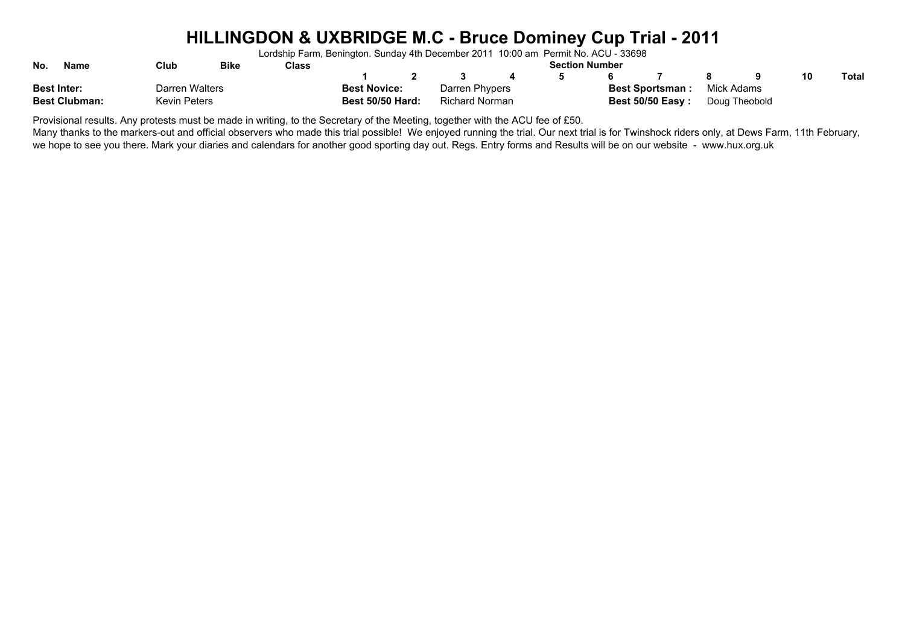# HILLINGDON & UXBRIDGE M.C - Bruce Dominey Cup Trial - 2011

Lordship Farm, Benington. Sunday 4th December 2011 10:00 am Permit No. ACU - 33698

| No. | Name | Club | Bike | Class | Section Number | | | | | | | | | | Total |
|---|---|---|---|---|---|---|---|---|---|---|---|---|---|---|---|
| | | | | | 1 | 2 | 3 | 4 | 5 | 6 | 7 | 8 | 9 | 10 | |

**Best Inter:** Darren Walters **Best Novice:** Darren Phypers **Best Sportsman :** Mick Adams

**Best Clubman:** Kevin Peters **Best 50/50 Hard:** Richard Norman **Best 50/50 Easy :** Doug Theobold

Provisional results. Any protests must be made in writing, to the Secretary of the Meeting, together with the ACU fee of £50.

Many thanks to the markers-out and official observers who made this trial possible! We enjoyed running the trial. Our next trial is for Twinshock riders only, at Dews Farm, 11th February, we hope to see you there. Mark your diaries and calendars for another good sporting day out. Regs. Entry forms and Results will be on our website - www.hux.org.uk